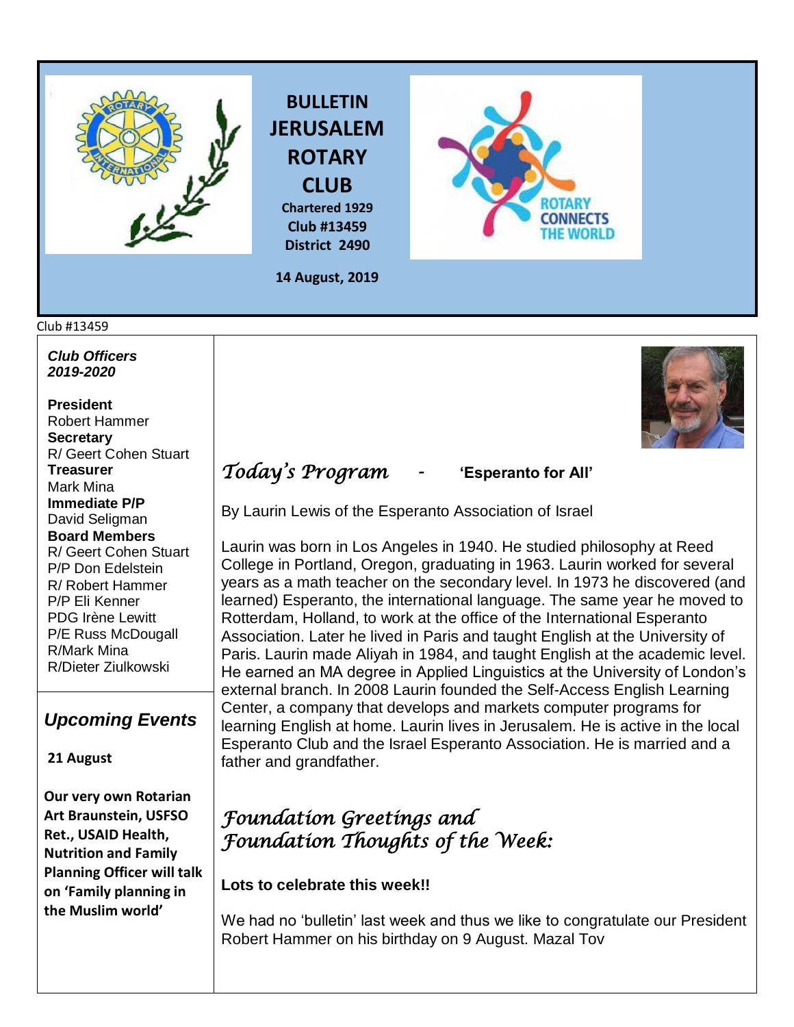# BULLETIN JERUSALEM ROTARY CLUB

**Chartered 1929**
**Club #13459**
**District 2490**

**14 August, 2019**

Club #13459

***Club Officers 2019-2020***

**President**
Robert Hammer
**Secretary**
R/ Geert Cohen Stuart
**Treasurer**
Mark Mina
**Immediate P/P**
David Seligman
**Board Members**
R/ Geert Cohen Stuart
P/P Don Edelstein
R/ Robert Hammer
P/P Eli Kenner
PDG Irène Lewitt
P/E Russ McDougall
R/Mark Mina
R/Dieter Ziulkowski

## *Upcoming Events*

**21 August**

**Our very own Rotarian Art Braunstein, USFSO Ret., USAID Health, Nutrition and Family Planning Officer will talk on 'Family planning in the Muslim world'**

## *Today's Program* - **'Esperanto for All'**

By Laurin Lewis of the Esperanto Association of Israel

Laurin was born in Los Angeles in 1940. He studied philosophy at Reed College in Portland, Oregon, graduating in 1963. Laurin worked for several years as a math teacher on the secondary level. In 1973 he discovered (and learned) Esperanto, the international language. The same year he moved to Rotterdam, Holland, to work at the office of the International Esperanto Association. Later he lived in Paris and taught English at the University of Paris. Laurin made Aliyah in 1984, and taught English at the academic level. He earned an MA degree in Applied Linguistics at the University of London's external branch. In 2008 Laurin founded the Self-Access English Learning Center, a company that develops and markets computer programs for learning English at home. Laurin lives in Jerusalem. He is active in the local Esperanto Club and the Israel Esperanto Association. He is married and a father and grandfather.

## *Foundation Greetings and Foundation Thoughts of the Week:*

**Lots to celebrate this week!!**

We had no 'bulletin' last week and thus we like to congratulate our President Robert Hammer on his birthday on 9 August. Mazal Tov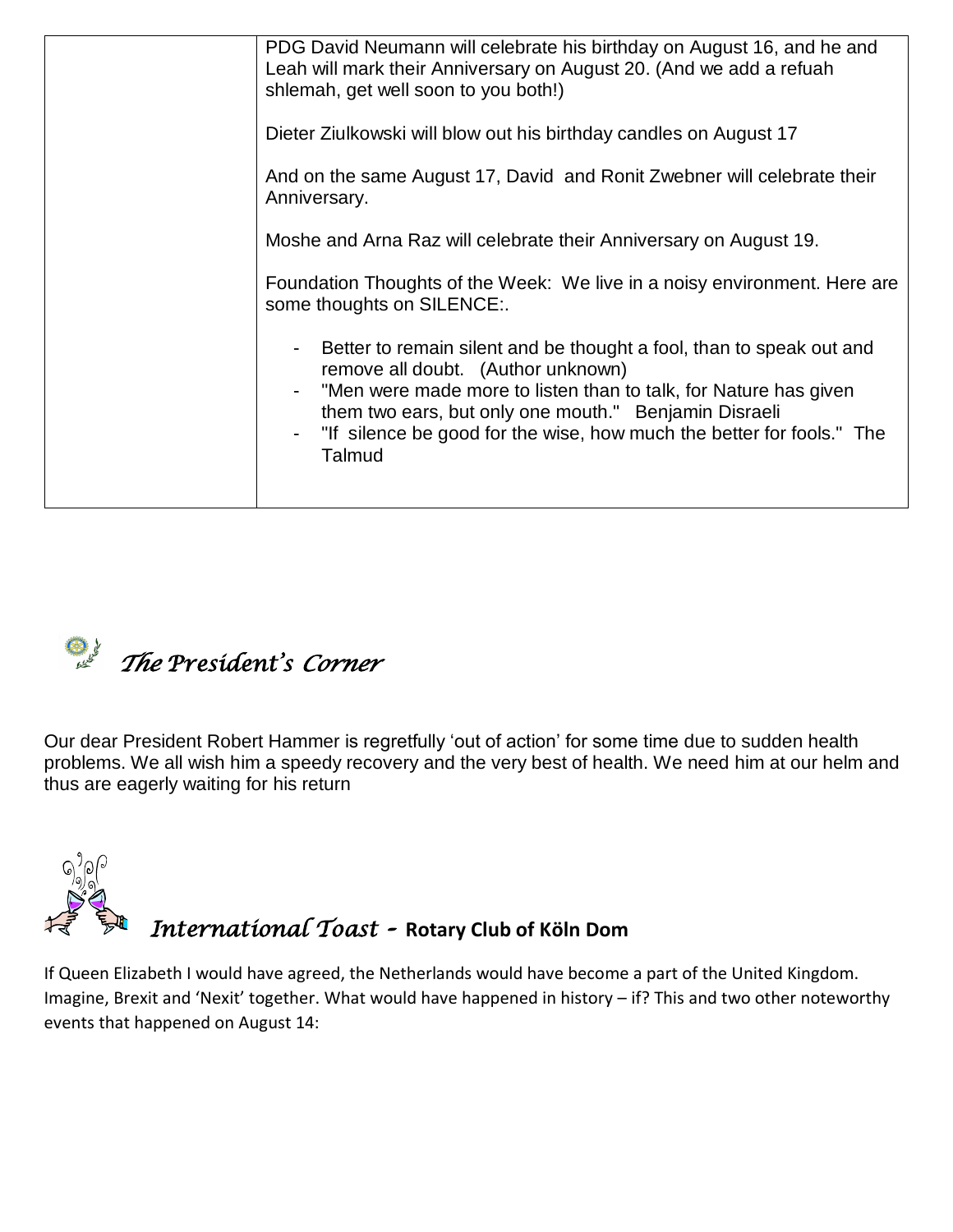| | PDG David Neumann will celebrate his birthday on August 16, and he and Leah will mark their Anniversary on August 20. (And we add a refuah shlemah, get well soon to you both!)<br><br>Dieter Ziulkowski will blow out his birthday candles on August 17<br><br>And on the same August 17, David and Ronit Zwebner will celebrate their Anniversary.<br><br>Moshe and Arna Raz will celebrate their Anniversary on August 19.<br><br>Foundation Thoughts of the Week: We live in a noisy environment. Here are some thoughts on SILENCE:.<br><br>- Better to remain silent and be thought a fool, than to speak out and remove all doubt. (Author unknown)<br>- "Men were made more to listen than to talk, for Nature has given them two ears, but only one mouth." Benjamin Disraeli<br>- "If silence be good for the wise, how much the better for fools." The Talmud |
|---|---|

## *The President's Corner*

Our dear President Robert Hammer is regretfully 'out of action' for some time due to sudden health problems. We all wish him a speedy recovery and the very best of health. We need him at our helm and thus are eagerly waiting for his return

## *International Toast* - **Rotary Club of Köln Dom**

If Queen Elizabeth I would have agreed, the Netherlands would have become a part of the United Kingdom. Imagine, Brexit and 'Nexit' together. What would have happened in history – if? This and two other noteworthy events that happened on August 14: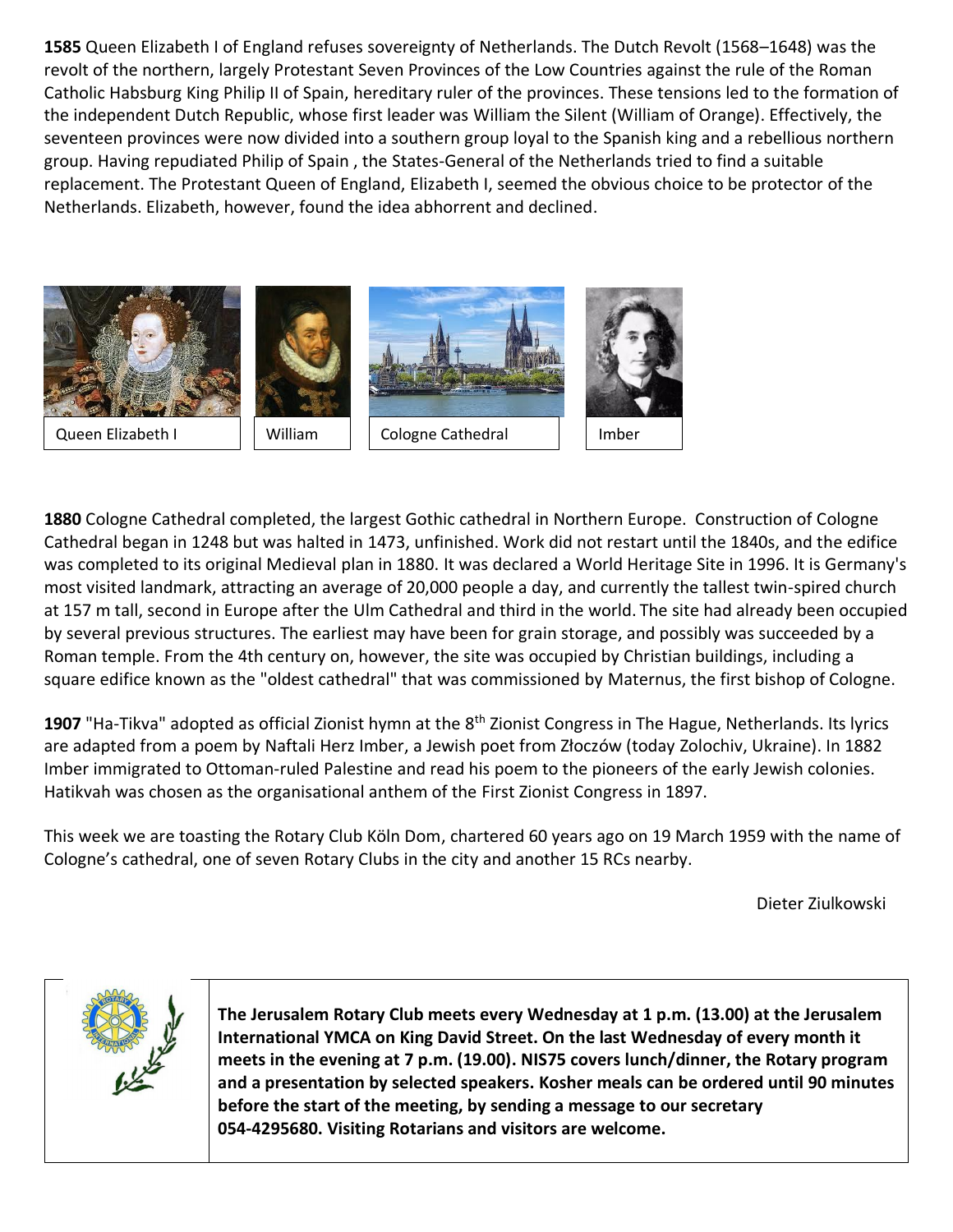**1585** Queen Elizabeth I of England refuses sovereignty of Netherlands. The Dutch Revolt (1568–1648) was the revolt of the northern, largely Protestant Seven Provinces of the Low Countries against the rule of the Roman Catholic Habsburg King Philip II of Spain, hereditary ruler of the provinces. These tensions led to the formation of the independent Dutch Republic, whose first leader was William the Silent (William of Orange). Effectively, the seventeen provinces were now divided into a southern group loyal to the Spanish king and a rebellious northern group. Having repudiated Philip of Spain , the States-General of the Netherlands tried to find a suitable replacement. The Protestant Queen of England, Elizabeth I, seemed the obvious choice to be protector of the Netherlands. Elizabeth, however, found the idea abhorrent and declined.

Queen Elizabeth I

William

Cologne Cathedral

Imber

**1880** Cologne Cathedral completed, the largest Gothic cathedral in Northern Europe. Construction of Cologne Cathedral began in 1248 but was halted in 1473, unfinished. Work did not restart until the 1840s, and the edifice was completed to its original Medieval plan in 1880. It was declared a World Heritage Site in 1996. It is Germany's most visited landmark, attracting an average of 20,000 people a day, and currently the tallest twin-spired church at 157 m tall, second in Europe after the Ulm Cathedral and third in the world. The site had already been occupied by several previous structures. The earliest may have been for grain storage, and possibly was succeeded by a Roman temple. From the 4th century on, however, the site was occupied by Christian buildings, including a square edifice known as the "oldest cathedral" that was commissioned by Maternus, the first bishop of Cologne.

**1907** "Ha-Tikva" adopted as official Zionist hymn at the 8th Zionist Congress in The Hague, Netherlands. Its lyrics are adapted from a poem by Naftali Herz Imber, a Jewish poet from Złoczów (today Zolochiv, Ukraine). In 1882 Imber immigrated to Ottoman-ruled Palestine and read his poem to the pioneers of the early Jewish colonies. Hatikvah was chosen as the organisational anthem of the First Zionist Congress in 1897.

This week we are toasting the Rotary Club Köln Dom, chartered 60 years ago on 19 March 1959 with the name of Cologne's cathedral, one of seven Rotary Clubs in the city and another 15 RCs nearby.

Dieter Ziulkowski

**The Jerusalem Rotary Club meets every Wednesday at 1 p.m. (13.00) at the Jerusalem International YMCA on King David Street. On the last Wednesday of every month it meets in the evening at 7 p.m. (19.00). NIS75 covers lunch/dinner, the Rotary program and a presentation by selected speakers. Kosher meals can be ordered until 90 minutes before the start of the meeting, by sending a message to our secretary 054-4295680. Visiting Rotarians and visitors are welcome.**